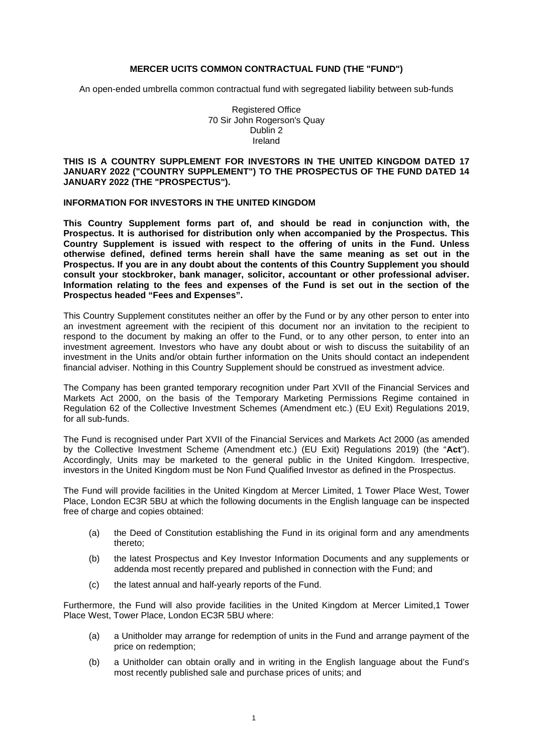# MERCER UCITS COMMON CONTRACTUAL FUND (THE "FUND")

An open-ended umbrella common contractual fund with segregated liability between sub-funds

Registered Office
70 Sir John Rogerson's Quay
Dublin 2
Ireland

**THIS IS A COUNTRY SUPPLEMENT FOR INVESTORS IN THE UNITED KINGDOM DATED 17 JANUARY 2022 ("COUNTRY SUPPLEMENT") TO THE PROSPECTUS OF THE FUND DATED 14 JANUARY 2022 (THE "PROSPECTUS").**

**INFORMATION FOR INVESTORS IN THE UNITED KINGDOM**

**This Country Supplement forms part of, and should be read in conjunction with, the Prospectus. It is authorised for distribution only when accompanied by the Prospectus. This Country Supplement is issued with respect to the offering of units in the Fund. Unless otherwise defined, defined terms herein shall have the same meaning as set out in the Prospectus. If you are in any doubt about the contents of this Country Supplement you should consult your stockbroker, bank manager, solicitor, accountant or other professional adviser. Information relating to the fees and expenses of the Fund is set out in the section of the Prospectus headed "Fees and Expenses".**

This Country Supplement constitutes neither an offer by the Fund or by any other person to enter into an investment agreement with the recipient of this document nor an invitation to the recipient to respond to the document by making an offer to the Fund, or to any other person, to enter into an investment agreement. Investors who have any doubt about or wish to discuss the suitability of an investment in the Units and/or obtain further information on the Units should contact an independent financial adviser. Nothing in this Country Supplement should be construed as investment advice.

The Company has been granted temporary recognition under Part XVII of the Financial Services and Markets Act 2000, on the basis of the Temporary Marketing Permissions Regime contained in Regulation 62 of the Collective Investment Schemes (Amendment etc.) (EU Exit) Regulations 2019, for all sub-funds.

The Fund is recognised under Part XVII of the Financial Services and Markets Act 2000 (as amended by the Collective Investment Scheme (Amendment etc.) (EU Exit) Regulations 2019) (the "**Act**"). Accordingly, Units may be marketed to the general public in the United Kingdom. Irrespective, investors in the United Kingdom must be Non Fund Qualified Investor as defined in the Prospectus.

The Fund will provide facilities in the United Kingdom at Mercer Limited, 1 Tower Place West, Tower Place, London EC3R 5BU at which the following documents in the English language can be inspected free of charge and copies obtained:

(a) the Deed of Constitution establishing the Fund in its original form and any amendments thereto;

(b) the latest Prospectus and Key Investor Information Documents and any supplements or addenda most recently prepared and published in connection with the Fund; and

(c) the latest annual and half-yearly reports of the Fund.

Furthermore, the Fund will also provide facilities in the United Kingdom at Mercer Limited,1 Tower Place West, Tower Place, London EC3R 5BU where:

(a) a Unitholder may arrange for redemption of units in the Fund and arrange payment of the price on redemption;

(b) a Unitholder can obtain orally and in writing in the English language about the Fund's most recently published sale and purchase prices of units; and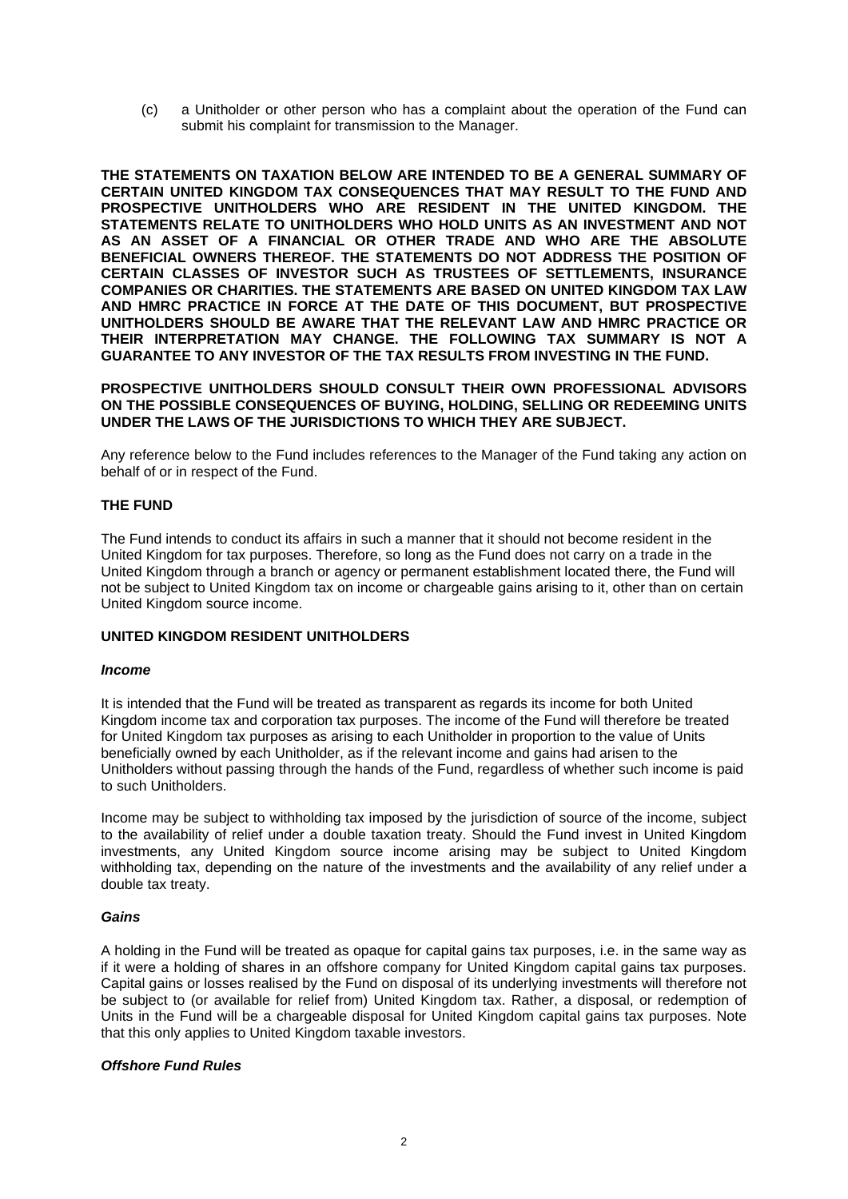(c) a Unitholder or other person who has a complaint about the operation of the Fund can submit his complaint for transmission to the Manager.

**THE STATEMENTS ON TAXATION BELOW ARE INTENDED TO BE A GENERAL SUMMARY OF CERTAIN UNITED KINGDOM TAX CONSEQUENCES THAT MAY RESULT TO THE FUND AND PROSPECTIVE UNITHOLDERS WHO ARE RESIDENT IN THE UNITED KINGDOM. THE STATEMENTS RELATE TO UNITHOLDERS WHO HOLD UNITS AS AN INVESTMENT AND NOT AS AN ASSET OF A FINANCIAL OR OTHER TRADE AND WHO ARE THE ABSOLUTE BENEFICIAL OWNERS THEREOF. THE STATEMENTS DO NOT ADDRESS THE POSITION OF CERTAIN CLASSES OF INVESTOR SUCH AS TRUSTEES OF SETTLEMENTS, INSURANCE COMPANIES OR CHARITIES. THE STATEMENTS ARE BASED ON UNITED KINGDOM TAX LAW AND HMRC PRACTICE IN FORCE AT THE DATE OF THIS DOCUMENT, BUT PROSPECTIVE UNITHOLDERS SHOULD BE AWARE THAT THE RELEVANT LAW AND HMRC PRACTICE OR THEIR INTERPRETATION MAY CHANGE. THE FOLLOWING TAX SUMMARY IS NOT A GUARANTEE TO ANY INVESTOR OF THE TAX RESULTS FROM INVESTING IN THE FUND.**

**PROSPECTIVE UNITHOLDERS SHOULD CONSULT THEIR OWN PROFESSIONAL ADVISORS ON THE POSSIBLE CONSEQUENCES OF BUYING, HOLDING, SELLING OR REDEEMING UNITS UNDER THE LAWS OF THE JURISDICTIONS TO WHICH THEY ARE SUBJECT.**

Any reference below to the Fund includes references to the Manager of the Fund taking any action on behalf of or in respect of the Fund.

## THE FUND

The Fund intends to conduct its affairs in such a manner that it should not become resident in the United Kingdom for tax purposes. Therefore, so long as the Fund does not carry on a trade in the United Kingdom through a branch or agency or permanent establishment located there, the Fund will not be subject to United Kingdom tax on income or chargeable gains arising to it, other than on certain United Kingdom source income.

## UNITED KINGDOM RESIDENT UNITHOLDERS

### *Income*

It is intended that the Fund will be treated as transparent as regards its income for both United Kingdom income tax and corporation tax purposes. The income of the Fund will therefore be treated for United Kingdom tax purposes as arising to each Unitholder in proportion to the value of Units beneficially owned by each Unitholder, as if the relevant income and gains had arisen to the Unitholders without passing through the hands of the Fund, regardless of whether such income is paid to such Unitholders.

Income may be subject to withholding tax imposed by the jurisdiction of source of the income, subject to the availability of relief under a double taxation treaty. Should the Fund invest in United Kingdom investments, any United Kingdom source income arising may be subject to United Kingdom withholding tax, depending on the nature of the investments and the availability of any relief under a double tax treaty.

### *Gains*

A holding in the Fund will be treated as opaque for capital gains tax purposes, i.e. in the same way as if it were a holding of shares in an offshore company for United Kingdom capital gains tax purposes. Capital gains or losses realised by the Fund on disposal of its underlying investments will therefore not be subject to (or available for relief from) United Kingdom tax. Rather, a disposal, or redemption of Units in the Fund will be a chargeable disposal for United Kingdom capital gains tax purposes. Note that this only applies to United Kingdom taxable investors.

### *Offshore Fund Rules*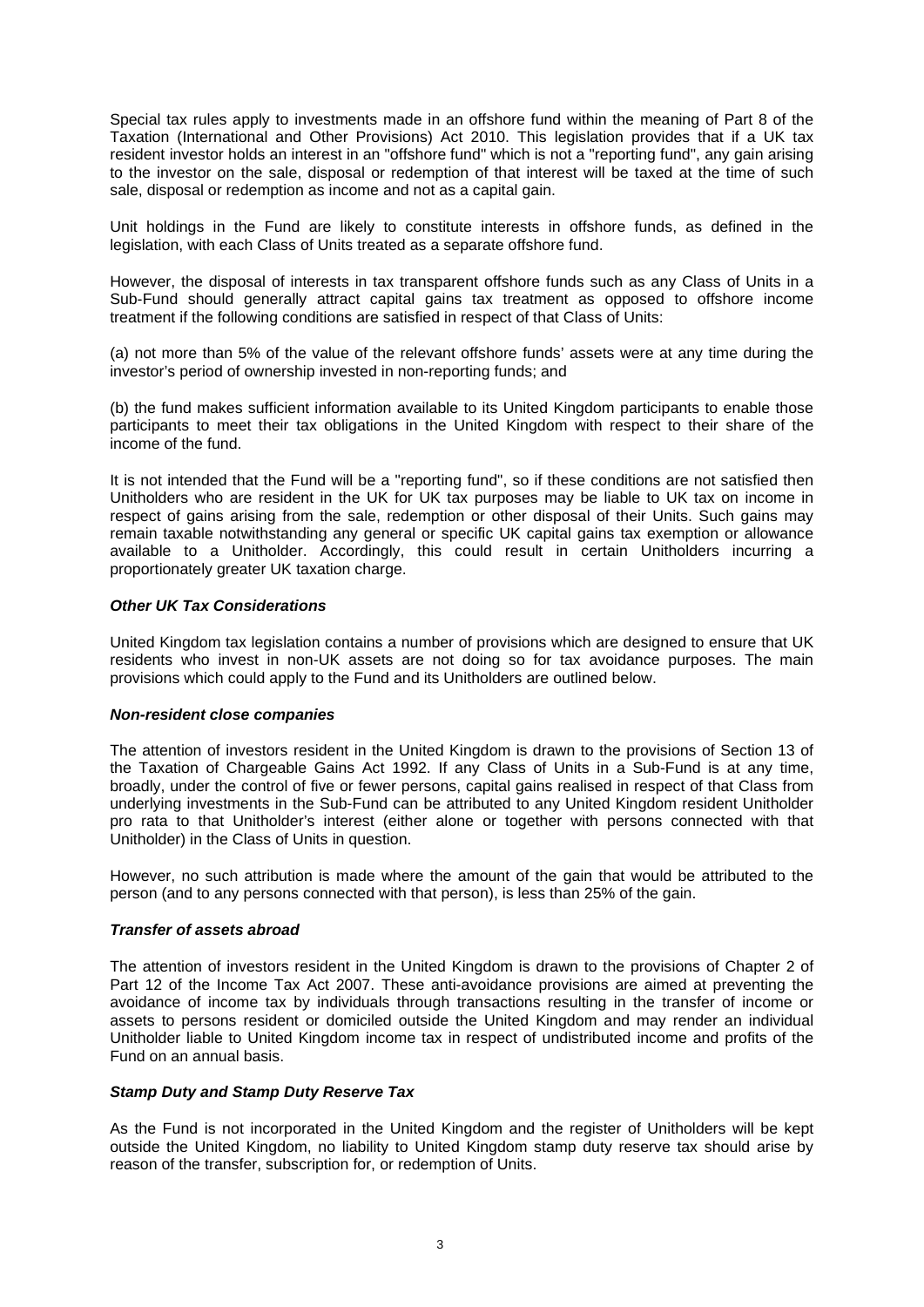Special tax rules apply to investments made in an offshore fund within the meaning of Part 8 of the Taxation (International and Other Provisions) Act 2010. This legislation provides that if a UK tax resident investor holds an interest in an "offshore fund" which is not a "reporting fund", any gain arising to the investor on the sale, disposal or redemption of that interest will be taxed at the time of such sale, disposal or redemption as income and not as a capital gain.

Unit holdings in the Fund are likely to constitute interests in offshore funds, as defined in the legislation, with each Class of Units treated as a separate offshore fund.

However, the disposal of interests in tax transparent offshore funds such as any Class of Units in a Sub-Fund should generally attract capital gains tax treatment as opposed to offshore income treatment if the following conditions are satisfied in respect of that Class of Units:

(a) not more than 5% of the value of the relevant offshore funds' assets were at any time during the investor's period of ownership invested in non-reporting funds; and

(b) the fund makes sufficient information available to its United Kingdom participants to enable those participants to meet their tax obligations in the United Kingdom with respect to their share of the income of the fund.

It is not intended that the Fund will be a "reporting fund", so if these conditions are not satisfied then Unitholders who are resident in the UK for UK tax purposes may be liable to UK tax on income in respect of gains arising from the sale, redemption or other disposal of their Units. Such gains may remain taxable notwithstanding any general or specific UK capital gains tax exemption or allowance available to a Unitholder. Accordingly, this could result in certain Unitholders incurring a proportionately greater UK taxation charge.

***Other UK Tax Considerations***

United Kingdom tax legislation contains a number of provisions which are designed to ensure that UK residents who invest in non-UK assets are not doing so for tax avoidance purposes. The main provisions which could apply to the Fund and its Unitholders are outlined below.

***Non-resident close companies***

The attention of investors resident in the United Kingdom is drawn to the provisions of Section 13 of the Taxation of Chargeable Gains Act 1992. If any Class of Units in a Sub-Fund is at any time, broadly, under the control of five or fewer persons, capital gains realised in respect of that Class from underlying investments in the Sub-Fund can be attributed to any United Kingdom resident Unitholder pro rata to that Unitholder's interest (either alone or together with persons connected with that Unitholder) in the Class of Units in question.

However, no such attribution is made where the amount of the gain that would be attributed to the person (and to any persons connected with that person), is less than 25% of the gain.

***Transfer of assets abroad***

The attention of investors resident in the United Kingdom is drawn to the provisions of Chapter 2 of Part 12 of the Income Tax Act 2007. These anti-avoidance provisions are aimed at preventing the avoidance of income tax by individuals through transactions resulting in the transfer of income or assets to persons resident or domiciled outside the United Kingdom and may render an individual Unitholder liable to United Kingdom income tax in respect of undistributed income and profits of the Fund on an annual basis.

***Stamp Duty and Stamp Duty Reserve Tax***

As the Fund is not incorporated in the United Kingdom and the register of Unitholders will be kept outside the United Kingdom, no liability to United Kingdom stamp duty reserve tax should arise by reason of the transfer, subscription for, or redemption of Units.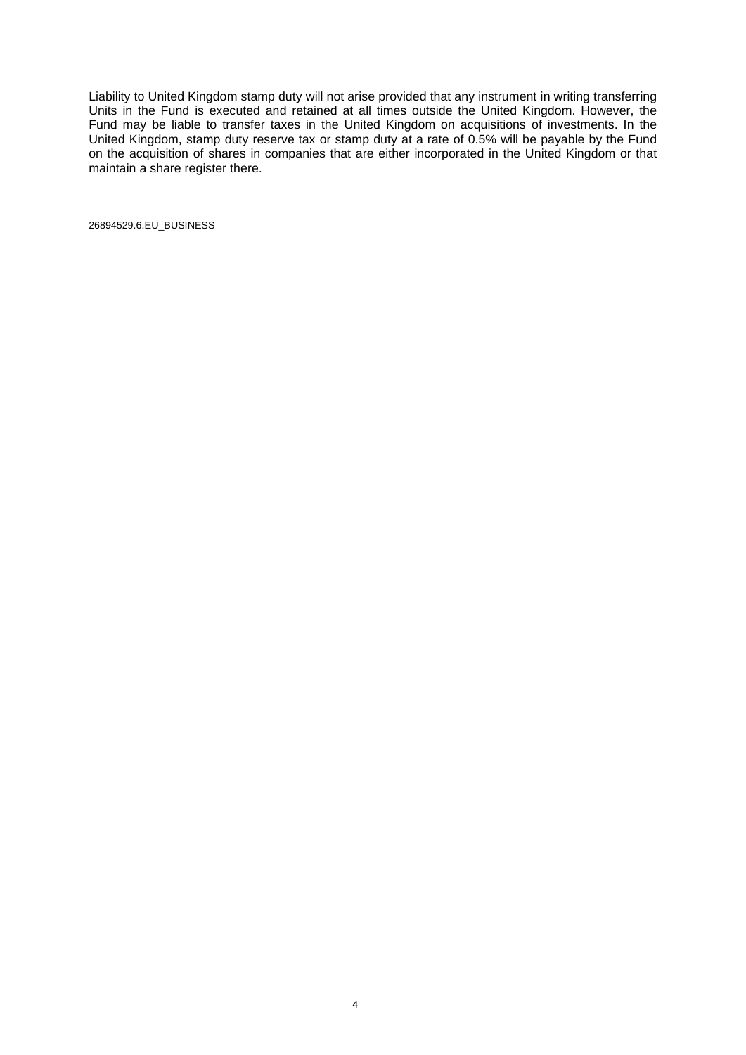Liability to United Kingdom stamp duty will not arise provided that any instrument in writing transferring Units in the Fund is executed and retained at all times outside the United Kingdom. However, the Fund may be liable to transfer taxes in the United Kingdom on acquisitions of investments. In the United Kingdom, stamp duty reserve tax or stamp duty at a rate of 0.5% will be payable by the Fund on the acquisition of shares in companies that are either incorporated in the United Kingdom or that maintain a share register there.

26894529.6.EU_BUSINESS